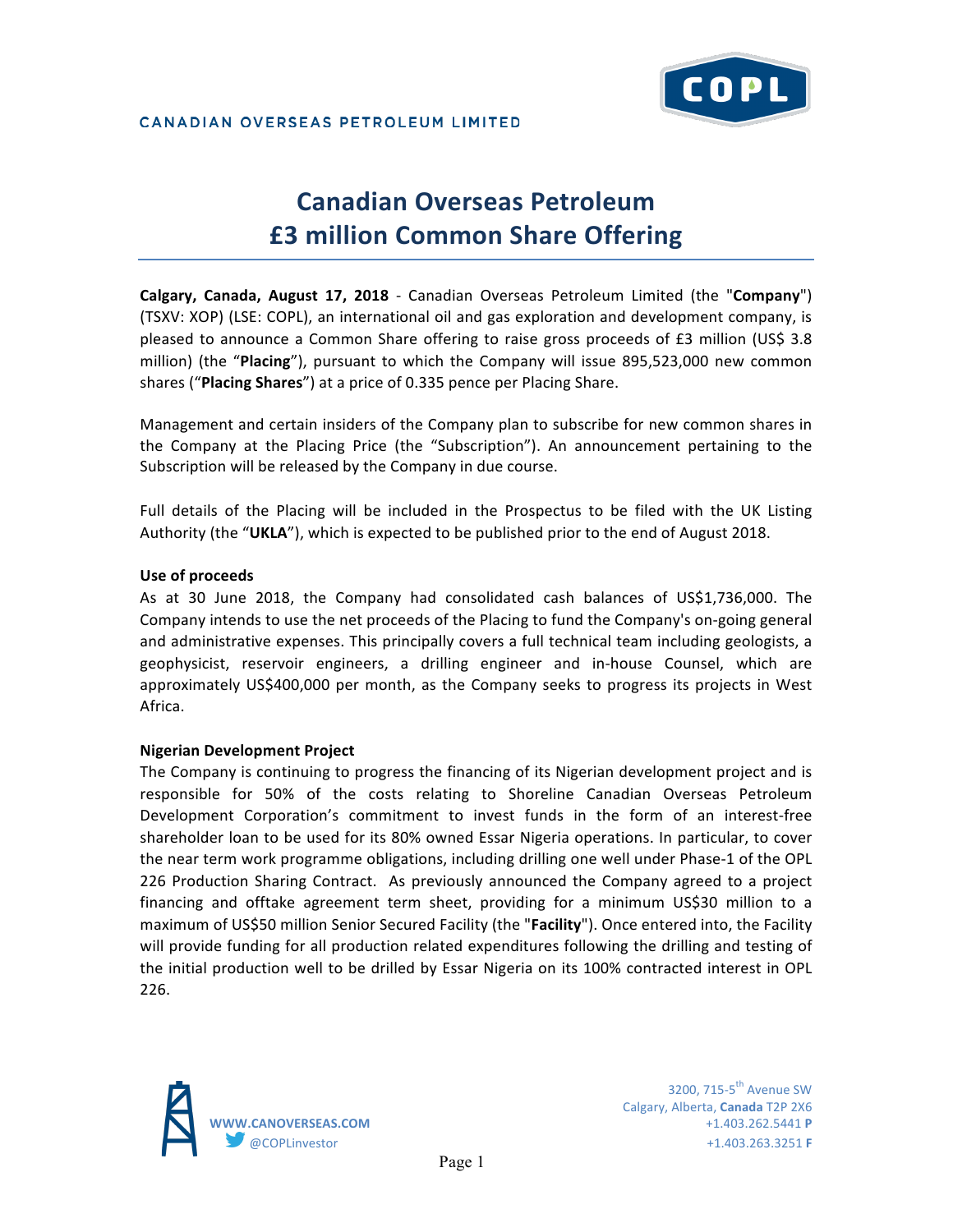# Canadian Overseas Petroleum £3 million Common Share Offering

**Calgary, Canada, August 17, 2018** - Canadian Overseas Petroleum Limited (the "**Company**") (TSXV: XOP) (LSE: COPL), an international oil and gas exploration and development company, is pleased to announce a Common Share offering to raise gross proceeds of £3 million (US$ 3.8 million) (the "**Placing**"), pursuant to which the Company will issue 895,523,000 new common shares ("**Placing Shares**") at a price of 0.335 pence per Placing Share.

Management and certain insiders of the Company plan to subscribe for new common shares in the Company at the Placing Price (the "Subscription"). An announcement pertaining to the Subscription will be released by the Company in due course.

Full details of the Placing will be included in the Prospectus to be filed with the UK Listing Authority (the "**UKLA**"), which is expected to be published prior to the end of August 2018.

**Use of proceeds**

As at 30 June 2018, the Company had consolidated cash balances of US$1,736,000. The Company intends to use the net proceeds of the Placing to fund the Company's on-going general and administrative expenses. This principally covers a full technical team including geologists, a geophysicist, reservoir engineers, a drilling engineer and in-house Counsel, which are approximately US$400,000 per month, as the Company seeks to progress its projects in West Africa.

**Nigerian Development Project**

The Company is continuing to progress the financing of its Nigerian development project and is responsible for 50% of the costs relating to Shoreline Canadian Overseas Petroleum Development Corporation's commitment to invest funds in the form of an interest-free shareholder loan to be used for its 80% owned Essar Nigeria operations. In particular, to cover the near term work programme obligations, including drilling one well under Phase-1 of the OPL 226 Production Sharing Contract. As previously announced the Company agreed to a project financing and offtake agreement term sheet, providing for a minimum US$30 million to a maximum of US$50 million Senior Secured Facility (the "**Facility**"). Once entered into, the Facility will provide funding for all production related expenditures following the drilling and testing of the initial production well to be drilled by Essar Nigeria on its 100% contracted interest in OPL 226.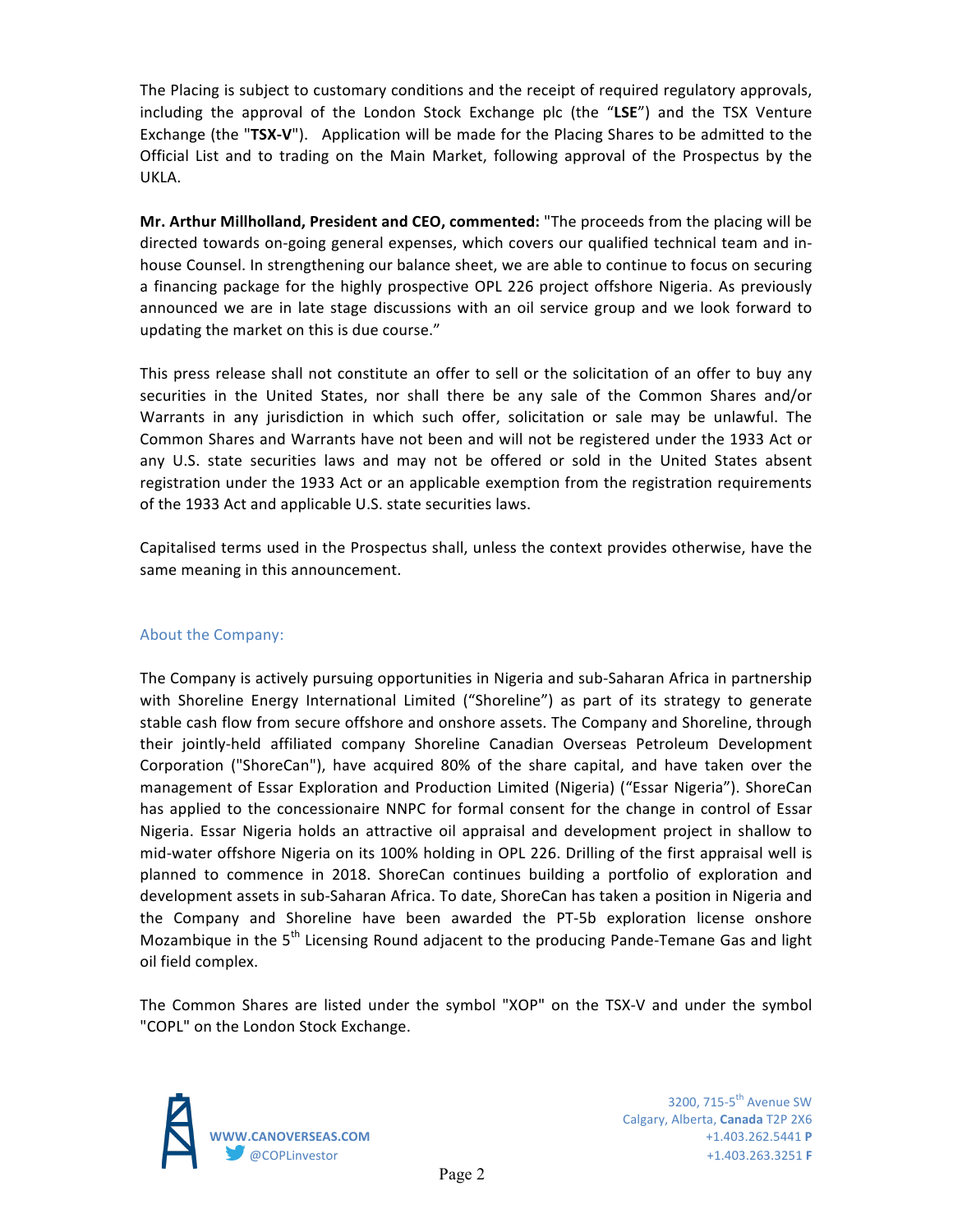The Placing is subject to customary conditions and the receipt of required regulatory approvals, including the approval of the London Stock Exchange plc (the "**LSE**") and the TSX Venture Exchange (the "**TSX-V**"). Application will be made for the Placing Shares to be admitted to the Official List and to trading on the Main Market, following approval of the Prospectus by the UKLA.

**Mr. Arthur Millholland, President and CEO, commented:** "The proceeds from the placing will be directed towards on-going general expenses, which covers our qualified technical team and in-house Counsel. In strengthening our balance sheet, we are able to continue to focus on securing a financing package for the highly prospective OPL 226 project offshore Nigeria. As previously announced we are in late stage discussions with an oil service group and we look forward to updating the market on this is due course."

This press release shall not constitute an offer to sell or the solicitation of an offer to buy any securities in the United States, nor shall there be any sale of the Common Shares and/or Warrants in any jurisdiction in which such offer, solicitation or sale may be unlawful. The Common Shares and Warrants have not been and will not be registered under the 1933 Act or any U.S. state securities laws and may not be offered or sold in the United States absent registration under the 1933 Act or an applicable exemption from the registration requirements of the 1933 Act and applicable U.S. state securities laws.

Capitalised terms used in the Prospectus shall, unless the context provides otherwise, have the same meaning in this announcement.

## About the Company:

The Company is actively pursuing opportunities in Nigeria and sub-Saharan Africa in partnership with Shoreline Energy International Limited ("Shoreline") as part of its strategy to generate stable cash flow from secure offshore and onshore assets. The Company and Shoreline, through their jointly-held affiliated company Shoreline Canadian Overseas Petroleum Development Corporation ("ShoreCan"), have acquired 80% of the share capital, and have taken over the management of Essar Exploration and Production Limited (Nigeria) ("Essar Nigeria"). ShoreCan has applied to the concessionaire NNPC for formal consent for the change in control of Essar Nigeria. Essar Nigeria holds an attractive oil appraisal and development project in shallow to mid-water offshore Nigeria on its 100% holding in OPL 226. Drilling of the first appraisal well is planned to commence in 2018. ShoreCan continues building a portfolio of exploration and development assets in sub-Saharan Africa. To date, ShoreCan has taken a position in Nigeria and the Company and Shoreline have been awarded the PT-5b exploration license onshore Mozambique in the 5th Licensing Round adjacent to the producing Pande-Temane Gas and light oil field complex.

The Common Shares are listed under the symbol "XOP" on the TSX-V and under the symbol "COPL" on the London Stock Exchange.

WWW.CANOVERSEAS.COM
@COPLinvestor

3200, 715-5th Avenue SW
Calgary, Alberta, **Canada** T2P 2X6
+1.403.262.5441 **P**
+1.403.263.3251 **F**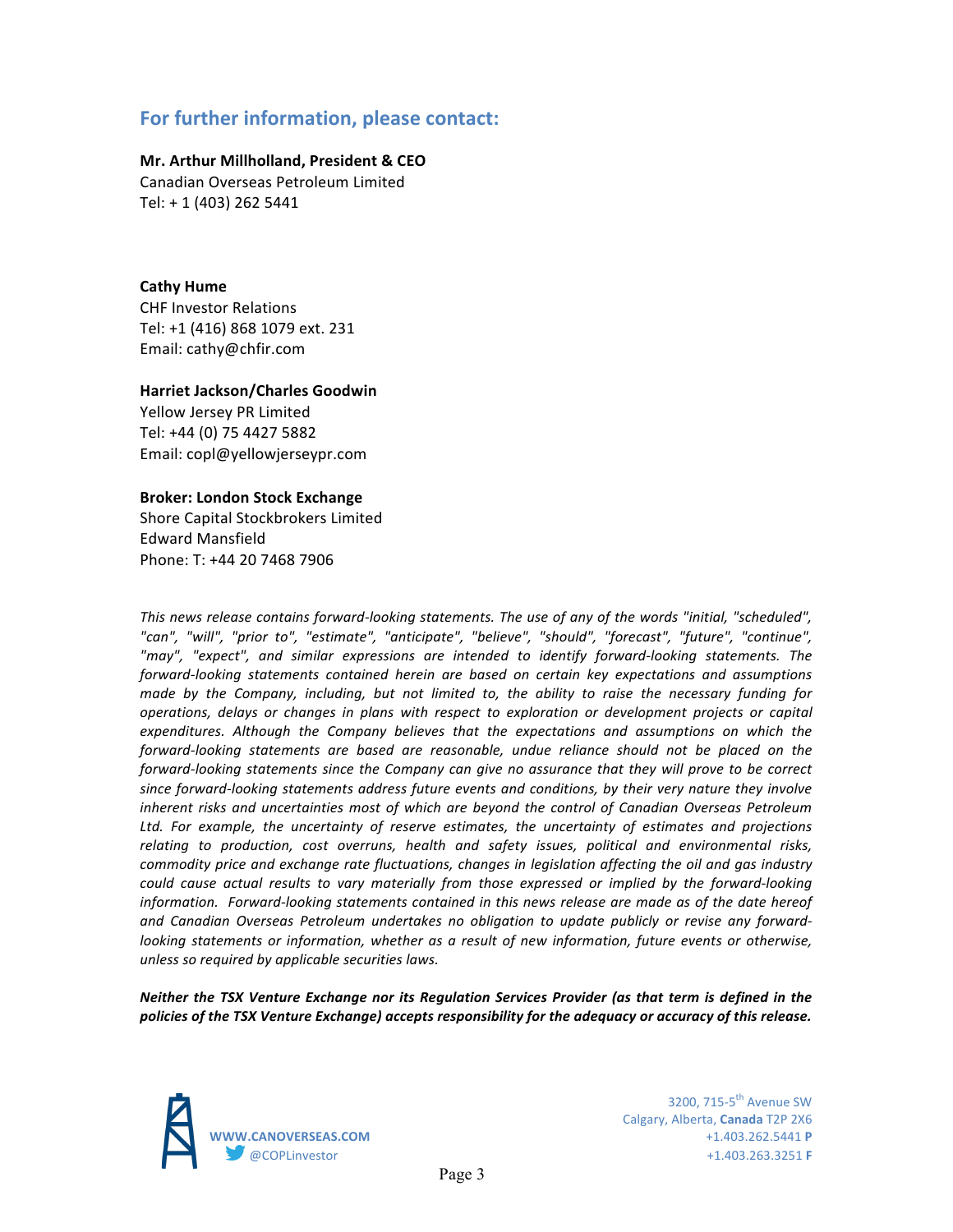## For further information, please contact:

**Mr. Arthur Millholland, President & CEO**
Canadian Overseas Petroleum Limited
Tel: + 1 (403) 262 5441

**Cathy Hume**
CHF Investor Relations
Tel: +1 (416) 868 1079 ext. 231
Email: cathy@chfir.com

**Harriet Jackson/Charles Goodwin**
Yellow Jersey PR Limited
Tel: +44 (0) 75 4427 5882
Email: copl@yellowjerseypr.com

**Broker: London Stock Exchange**
Shore Capital Stockbrokers Limited
Edward Mansfield
Phone: T: +44 20 7468 7906

*This news release contains forward-looking statements. The use of any of the words "initial, "scheduled", "can", "will", "prior to", "estimate", "anticipate", "believe", "should", "forecast", "future", "continue", "may", "expect", and similar expressions are intended to identify forward-looking statements. The forward-looking statements contained herein are based on certain key expectations and assumptions made by the Company, including, but not limited to, the ability to raise the necessary funding for operations, delays or changes in plans with respect to exploration or development projects or capital expenditures. Although the Company believes that the expectations and assumptions on which the forward-looking statements are based are reasonable, undue reliance should not be placed on the forward-looking statements since the Company can give no assurance that they will prove to be correct since forward-looking statements address future events and conditions, by their very nature they involve inherent risks and uncertainties most of which are beyond the control of Canadian Overseas Petroleum Ltd. For example, the uncertainty of reserve estimates, the uncertainty of estimates and projections relating to production, cost overruns, health and safety issues, political and environmental risks, commodity price and exchange rate fluctuations, changes in legislation affecting the oil and gas industry could cause actual results to vary materially from those expressed or implied by the forward-looking information. Forward-looking statements contained in this news release are made as of the date hereof and Canadian Overseas Petroleum undertakes no obligation to update publicly or revise any forward-looking statements or information, whether as a result of new information, future events or otherwise, unless so required by applicable securities laws.*

***Neither the TSX Venture Exchange nor its Regulation Services Provider (as that term is defined in the policies of the TSX Venture Exchange) accepts responsibility for the adequacy or accuracy of this release.***

WWW.CANOVERSEAS.COM
@COPLinvestor

3200, 715-5th Avenue SW
Calgary, Alberta, **Canada** T2P 2X6
+1.403.262.5441 **P**
+1.403.263.3251 **F**